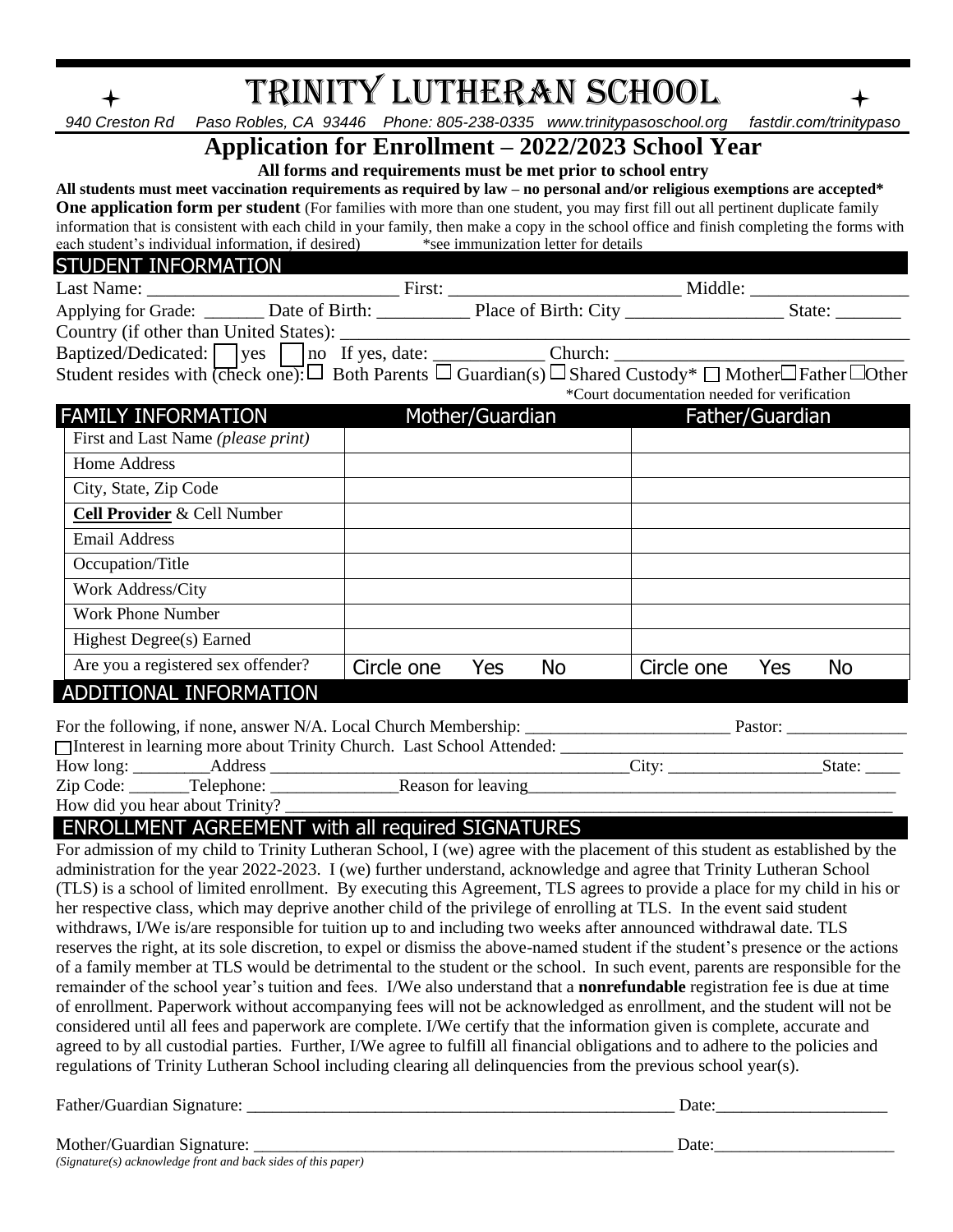# TRINITY LUTHERAN SCHOOL

*940 Creston Rd Paso Robles, CA 93446 Phone: 805-238-0335 www.trinitypasoschool.org fastdir.com/trinitypaso*

## Application for Enrollment – 2022/2023 School Year

**All forms and requirements must be met prior to school entry**

**All students must meet vaccination requirements as required by law – no personal and/or religious exemptions are accepted***

**One application form per student** (For families with more than one student, you may first fill out all pertinent duplicate family information that is consistent with each child in your family, then make a copy in the school office and finish completing the forms with each student's individual information, if desired) *see immunization letter for details

### STUDENT INFORMATION

Last Name: ___________________________ First: _________________________ Middle: _________________

Applying for Grade: _______ Date of Birth: __________ Place of Birth: City _________________ State: _______

Country (if other than United States): _______________________________________________________________

Baptized/Dedicated: ☐ yes ☐ no If yes, date: ___________ Church: ______________________________

Student resides with (check one): ☐ Both Parents ☐ Guardian(s) ☐ Shared Custody* ☐ Mother ☐ Father ☐ Other

*Court documentation needed for verification

### FAMILY INFORMATION

| FAMILY INFORMATION | Mother/Guardian | Father/Guardian |
|---|---|---|
| First and Last Name *(please print)* | | |
| Home Address | | |
| City, State, Zip Code | | |
| **Cell Provider** & Cell Number | | |
| Email Address | | |
| Occupation/Title | | |
| Work Address/City | | |
| Work Phone Number | | |
| Highest Degree(s) Earned | | |
| Are you a registered sex offender? | Circle one Yes No | Circle one Yes No |

### ADDITIONAL INFORMATION

For the following, if none, answer N/A. Local Church Membership: ________________________ Pastor: ______________

☐ Interest in learning more about Trinity Church. Last School Attended: ________________________________________

How long: _________Address ___________________________________________City: __________________State: ____

Zip Code: _______Telephone: _______________Reason for leaving____________________________________________

How did you hear about Trinity? ____________________________________________________________________

### ENROLLMENT AGREEMENT with all required SIGNATURES

For admission of my child to Trinity Lutheran School, I (we) agree with the placement of this student as established by the administration for the year 2022-2023. I (we) further understand, acknowledge and agree that Trinity Lutheran School (TLS) is a school of limited enrollment. By executing this Agreement, TLS agrees to provide a place for my child in his or her respective class, which may deprive another child of the privilege of enrolling at TLS. In the event said student withdraws, I/We is/are responsible for tuition up to and including two weeks after announced withdrawal date. TLS reserves the right, at its sole discretion, to expel or dismiss the above-named student if the student's presence or the actions of a family member at TLS would be detrimental to the student or the school. In such event, parents are responsible for the remainder of the school year's tuition and fees. I/We also understand that a **nonrefundable** registration fee is due at time of enrollment. Paperwork without accompanying fees will not be acknowledged as enrollment, and the student will not be considered until all fees and paperwork are complete. I/We certify that the information given is complete, accurate and agreed to by all custodial parties. Further, I/We agree to fulfill all financial obligations and to adhere to the policies and regulations of Trinity Lutheran School including clearing all delinquencies from the previous school year(s).

Father/Guardian Signature: ___________________________________________________ Date:____________________

Mother/Guardian Signature: ___________________________________________________ Date:_____________________

*(Signature(s) acknowledge front and back sides of this paper)*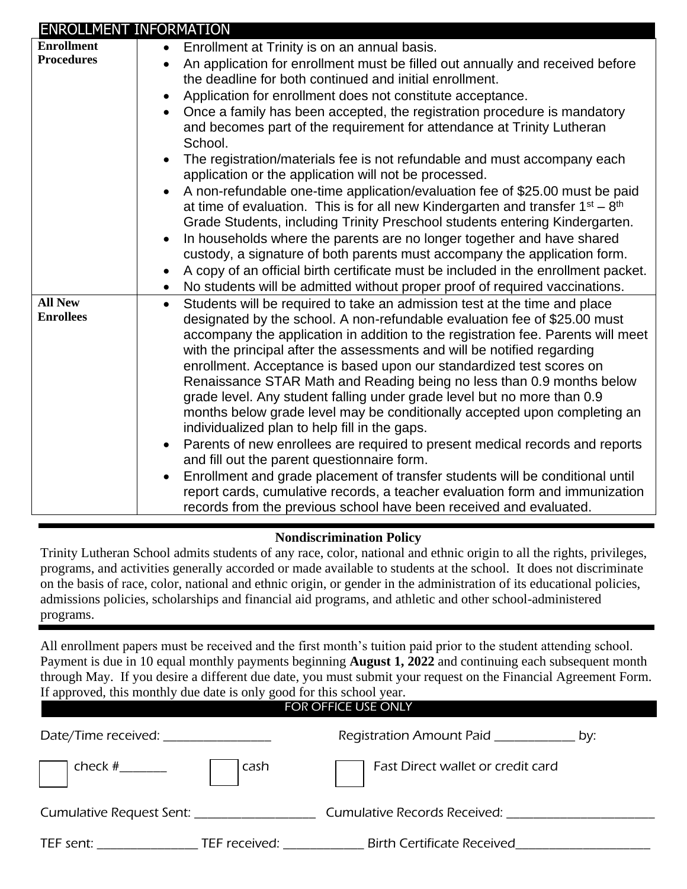## ENROLLMENT INFORMATION

| | |
|---|---|
| **Enrollment Procedures** | • Enrollment at Trinity is on an annual basis.<br>• An application for enrollment must be filled out annually and received before the deadline for both continued and initial enrollment.<br>• Application for enrollment does not constitute acceptance.<br>• Once a family has been accepted, the registration procedure is mandatory and becomes part of the requirement for attendance at Trinity Lutheran School.<br>• The registration/materials fee is not refundable and must accompany each application or the application will not be processed.<br>• A non-refundable one-time application/evaluation fee of $25.00 must be paid at time of evaluation. This is for all new Kindergarten and transfer 1st – 8th Grade Students, including Trinity Preschool students entering Kindergarten.<br>• In households where the parents are no longer together and have shared custody, a signature of both parents must accompany the application form.<br>• A copy of an official birth certificate must be included in the enrollment packet.<br>• No students will be admitted without proper proof of required vaccinations. |
| **All New Enrollees** | • Students will be required to take an admission test at the time and place designated by the school. A non-refundable evaluation fee of $25.00 must accompany the application in addition to the registration fee. Parents will meet with the principal after the assessments and will be notified regarding enrollment. Acceptance is based upon our standardized test scores on Renaissance STAR Math and Reading being no less than 0.9 months below grade level. Any student falling under grade level but no more than 0.9 months below grade level may be conditionally accepted upon completing an individualized plan to help fill in the gaps.<br>• Parents of new enrollees are required to present medical records and reports and fill out the parent questionnaire form.<br>• Enrollment and grade placement of transfer students will be conditional until report cards, cumulative records, a teacher evaluation form and immunization records from the previous school have been received and evaluated. |

**Nondiscrimination Policy**

Trinity Lutheran School admits students of any race, color, national and ethnic origin to all the rights, privileges, programs, and activities generally accorded or made available to students at the school. It does not discriminate on the basis of race, color, national and ethnic origin, or gender in the administration of its educational policies, admissions policies, scholarships and financial aid programs, and athletic and other school-administered programs.

All enrollment papers must be received and the first month's tuition paid prior to the student attending school. Payment is due in 10 equal monthly payments beginning **August 1, 2022** and continuing each subsequent month through May. If you desire a different due date, you must submit your request on the Financial Agreement Form. If approved, this monthly due date is only good for this school year.

### FOR OFFICE USE ONLY

Date/Time received: ________________ Registration Amount Paid ____________ by:

☐ check #_______ ☐ cash ☐ Fast Direct wallet or credit card

Cumulative Request Sent: __________________ Cumulative Records Received: ______________________

TEF sent: _______________ TEF received: ____________ Birth Certificate Received_____________________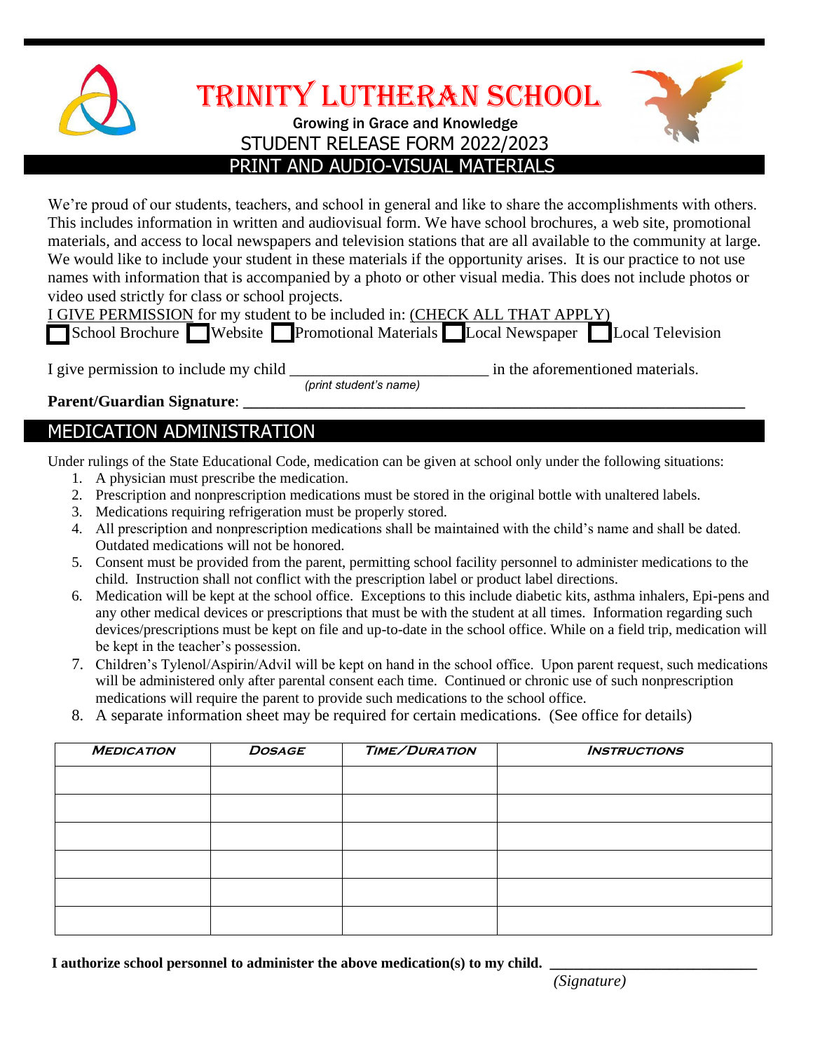# TRINITY LUTHERAN SCHOOL

Growing in Grace and Knowledge

STUDENT RELEASE FORM 2022/2023

## PRINT AND AUDIO-VISUAL MATERIALS

We're proud of our students, teachers, and school in general and like to share the accomplishments with others. This includes information in written and audiovisual form. We have school brochures, a web site, promotional materials, and access to local newspapers and television stations that are all available to the community at large. We would like to include your student in these materials if the opportunity arises. It is our practice to not use names with information that is accompanied by a photo or other visual media. This does not include photos or video used strictly for class or school projects.

I GIVE PERMISSION for my student to be included in: (CHECK ALL THAT APPLY)

☐ School Brochure ☐ Website ☐ Promotional Materials ☐ Local Newspaper ☐ Local Television

I give permission to include my child ________________________ in the aforementioned materials.
*(print student's name)*

**Parent/Guardian Signature**: ____________________________________________________________

## MEDICATION ADMINISTRATION

Under rulings of the State Educational Code, medication can be given at school only under the following situations:

1. A physician must prescribe the medication.
2. Prescription and nonprescription medications must be stored in the original bottle with unaltered labels.
3. Medications requiring refrigeration must be properly stored.
4. All prescription and nonprescription medications shall be maintained with the child's name and shall be dated. Outdated medications will not be honored.
5. Consent must be provided from the parent, permitting school facility personnel to administer medications to the child. Instruction shall not conflict with the prescription label or product label directions.
6. Medication will be kept at the school office. Exceptions to this include diabetic kits, asthma inhalers, Epi-pens and any other medical devices or prescriptions that must be with the student at all times. Information regarding such devices/prescriptions must be kept on file and up-to-date in the school office. While on a field trip, medication will be kept in the teacher's possession.
7. Children's Tylenol/Aspirin/Advil will be kept on hand in the school office. Upon parent request, such medications will be administered only after parental consent each time. Continued or chronic use of such nonprescription medications will require the parent to provide such medications to the school office.
8. A separate information sheet may be required for certain medications. (See office for details)

| *Medication* | *Dosage* | *Time/Duration* | *Instructions* |
|---|---|---|---|
| | | | |
| | | | |
| | | | |
| | | | |
| | | | |
| | | | |

**I authorize school personnel to administer the above medication(s) to my child.** ___________________________
*(Signature)*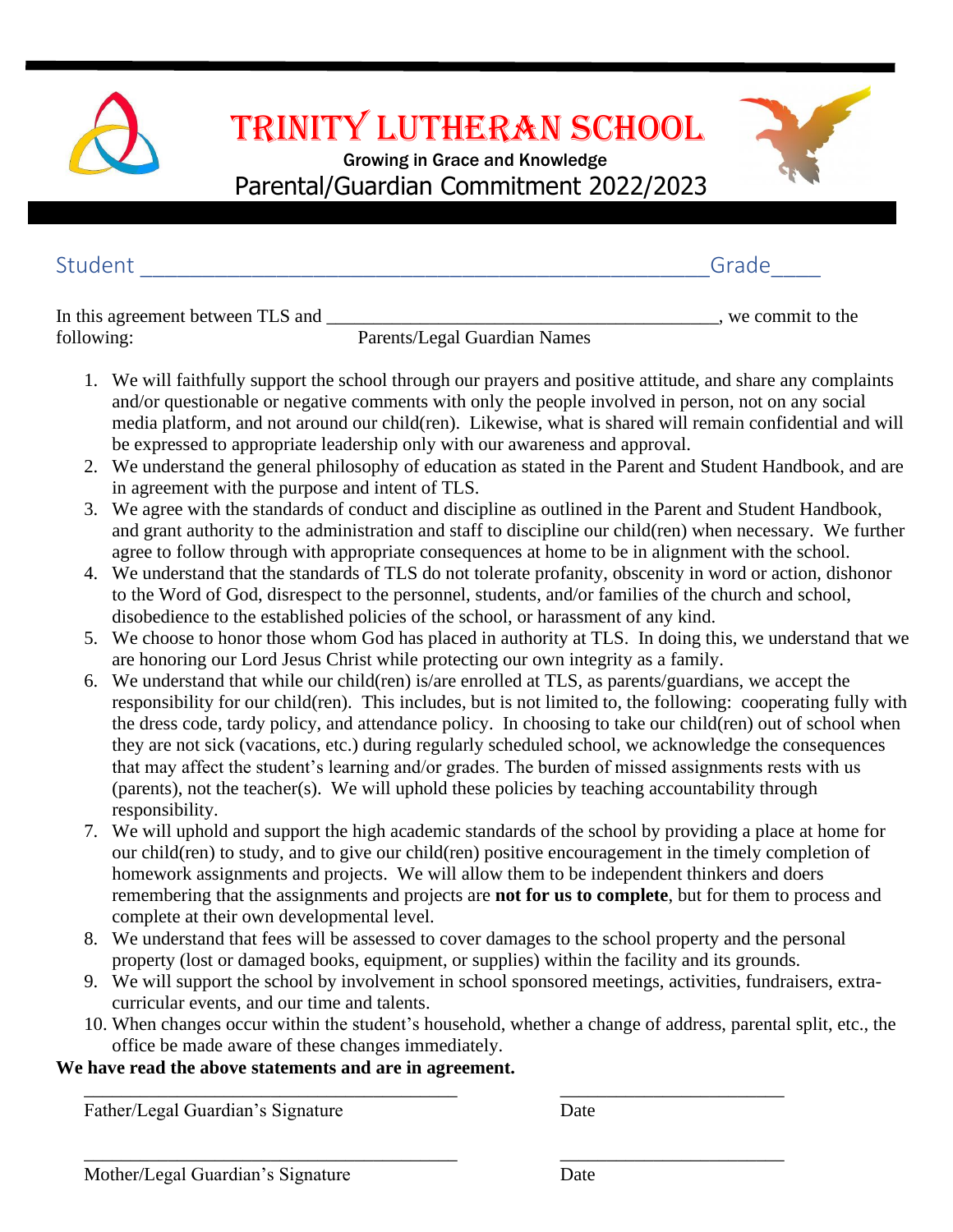# Trinity Lutheran School

Growing in Grace and Knowledge

Parental/Guardian Commitment 2022/2023

Student ______________________________________________Grade____

In this agreement between TLS and __________________________________________, we commit to the following: Parents/Legal Guardian Names

1. We will faithfully support the school through our prayers and positive attitude, and share any complaints and/or questionable or negative comments with only the people involved in person, not on any social media platform, and not around our child(ren). Likewise, what is shared will remain confidential and will be expressed to appropriate leadership only with our awareness and approval.
2. We understand the general philosophy of education as stated in the Parent and Student Handbook, and are in agreement with the purpose and intent of TLS.
3. We agree with the standards of conduct and discipline as outlined in the Parent and Student Handbook, and grant authority to the administration and staff to discipline our child(ren) when necessary. We further agree to follow through with appropriate consequences at home to be in alignment with the school.
4. We understand that the standards of TLS do not tolerate profanity, obscenity in word or action, dishonor to the Word of God, disrespect to the personnel, students, and/or families of the church and school, disobedience to the established policies of the school, or harassment of any kind.
5. We choose to honor those whom God has placed in authority at TLS. In doing this, we understand that we are honoring our Lord Jesus Christ while protecting our own integrity as a family.
6. We understand that while our child(ren) is/are enrolled at TLS, as parents/guardians, we accept the responsibility for our child(ren). This includes, but is not limited to, the following: cooperating fully with the dress code, tardy policy, and attendance policy. In choosing to take our child(ren) out of school when they are not sick (vacations, etc.) during regularly scheduled school, we acknowledge the consequences that may affect the student's learning and/or grades. The burden of missed assignments rests with us (parents), not the teacher(s). We will uphold these policies by teaching accountability through responsibility.
7. We will uphold and support the high academic standards of the school by providing a place at home for our child(ren) to study, and to give our child(ren) positive encouragement in the timely completion of homework assignments and projects. We will allow them to be independent thinkers and doers remembering that the assignments and projects are **not for us to complete**, but for them to process and complete at their own developmental level.
8. We understand that fees will be assessed to cover damages to the school property and the personal property (lost or damaged books, equipment, or supplies) within the facility and its grounds.
9. We will support the school by involvement in school sponsored meetings, activities, fundraisers, extra-curricular events, and our time and talents.
10. When changes occur within the student's household, whether a change of address, parental split, etc., the office be made aware of these changes immediately.

**We have read the above statements and are in agreement.**

________________________________________ ________________________

Father/Legal Guardian's Signature Date

________________________________________ ________________________

Mother/Legal Guardian's Signature Date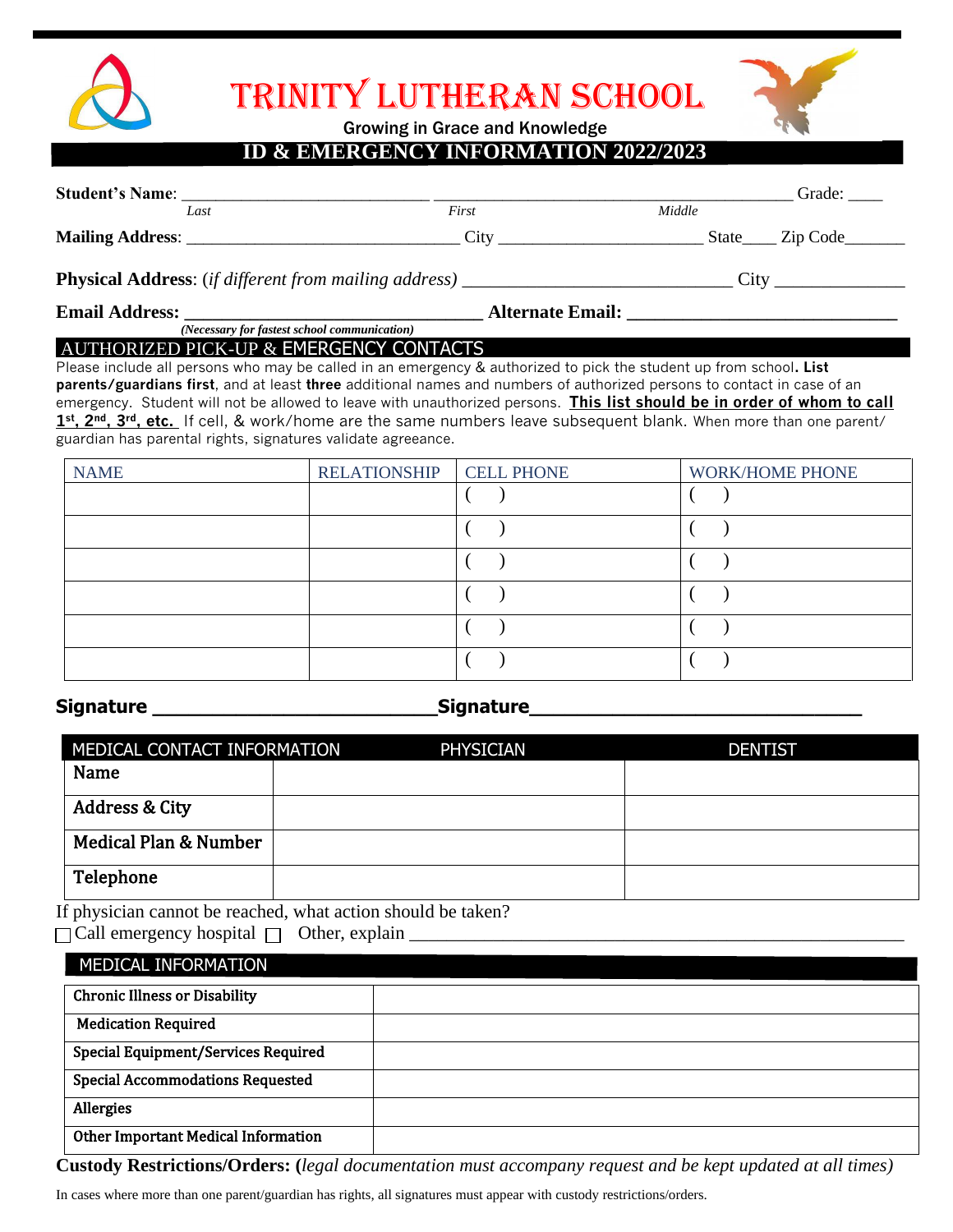# TRINITY LUTHERAN SCHOOL

Growing in Grace and Knowledge

## ID & EMERGENCY INFORMATION 2022/2023

**Student's Name**: ____________________________ ________________________________________ Grade: ____
*Last* *First* *Middle*

**Mailing Address**: _______________________________ City _______________________ State____ Zip Code_______

**Physical Address**: (*if different from mailing address*) ______________________________ City _______________

**Email Address:** _______________________________ **Alternate Email:** ____________________________
***(Necessary for fastest school communication)***

## AUTHORIZED PICK-UP & EMERGENCY CONTACTS

Please include all persons who may be called in an emergency & authorized to pick the student up from school**. List parents/guardians first**, and at least **three** additional names and numbers of authorized persons to contact in case of an emergency. Student will not be allowed to leave with unauthorized persons. **This list should be in order of whom to call 1st, 2nd, 3rd, etc.** If cell, & work/home are the same numbers leave subsequent blank. When more than one parent/ guardian has parental rights, signatures validate agreeance.

| NAME | RELATIONSHIP | CELL PHONE | WORK/HOME PHONE |
|---|---|---|---|
| | | ( ) | ( ) |
| | | ( ) | ( ) |
| | | ( ) | ( ) |
| | | ( ) | ( ) |
| | | ( ) | ( ) |
| | | ( ) | ( ) |

**Signature** _________________________ **Signature** _____________________________

| MEDICAL CONTACT INFORMATION | PHYSICIAN | DENTIST |
|---|---|---|
| **Name** | | |
| **Address & City** | | |
| **Medical Plan & Number** | | |
| **Telephone** | | |

If physician cannot be reached, what action should be taken?
☐ Call emergency hospital ☐ Other, explain ________________________________________________

## MEDICAL INFORMATION

| | |
|---|---|
| **Chronic Illness or Disability** | |
| **Medication Required** | |
| **Special Equipment/Services Required** | |
| **Special Accommodations Requested** | |
| **Allergies** | |
| **Other Important Medical Information** | |

**Custody Restrictions/Orders: (***legal documentation must accompany request and be kept updated at all times*)

In cases where more than one parent/guardian has rights, all signatures must appear with custody restrictions/orders.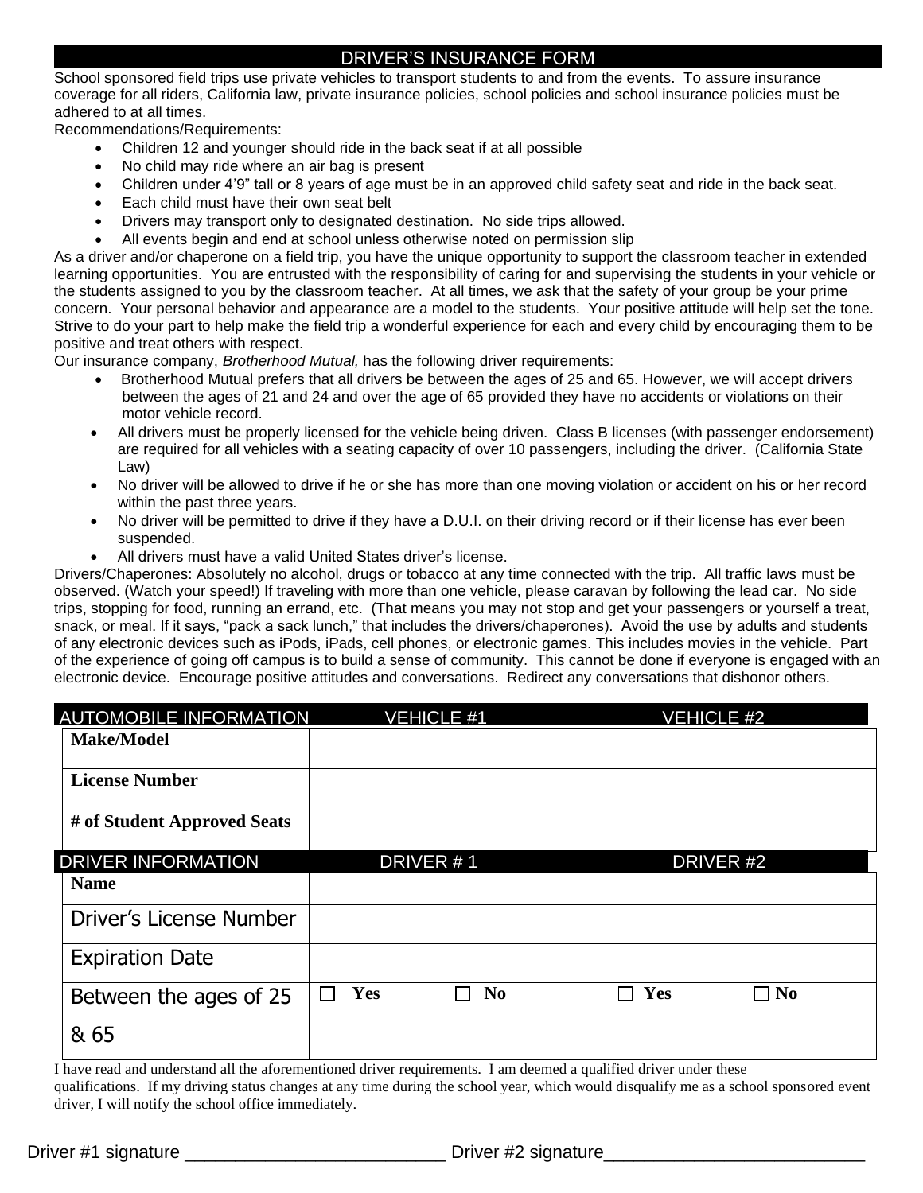# DRIVER'S INSURANCE FORM

School sponsored field trips use private vehicles to transport students to and from the events. To assure insurance coverage for all riders, California law, private insurance policies, school policies and school insurance policies must be adhered to at all times.

Recommendations/Requirements:

- Children 12 and younger should ride in the back seat if at all possible
- No child may ride where an air bag is present
- Children under 4'9" tall or 8 years of age must be in an approved child safety seat and ride in the back seat.
- Each child must have their own seat belt
- Drivers may transport only to designated destination. No side trips allowed.
- All events begin and end at school unless otherwise noted on permission slip

As a driver and/or chaperone on a field trip, you have the unique opportunity to support the classroom teacher in extended learning opportunities. You are entrusted with the responsibility of caring for and supervising the students in your vehicle or the students assigned to you by the classroom teacher. At all times, we ask that the safety of your group be your prime concern. Your personal behavior and appearance are a model to the students. Your positive attitude will help set the tone. Strive to do your part to help make the field trip a wonderful experience for each and every child by encouraging them to be positive and treat others with respect.

Our insurance company, *Brotherhood Mutual,* has the following driver requirements:

- Brotherhood Mutual prefers that all drivers be between the ages of 25 and 65. However, we will accept drivers between the ages of 21 and 24 and over the age of 65 provided they have no accidents or violations on their motor vehicle record.
- All drivers must be properly licensed for the vehicle being driven. Class B licenses (with passenger endorsement) are required for all vehicles with a seating capacity of over 10 passengers, including the driver. (California State Law)
- No driver will be allowed to drive if he or she has more than one moving violation or accident on his or her record within the past three years.
- No driver will be permitted to drive if they have a D.U.I. on their driving record or if their license has ever been suspended.
- All drivers must have a valid United States driver's license.

Drivers/Chaperones: Absolutely no alcohol, drugs or tobacco at any time connected with the trip. All traffic laws must be observed. (Watch your speed!) If traveling with more than one vehicle, please caravan by following the lead car. No side trips, stopping for food, running an errand, etc. (That means you may not stop and get your passengers or yourself a treat, snack, or meal. If it says, "pack a sack lunch," that includes the drivers/chaperones). Avoid the use by adults and students of any electronic devices such as iPods, iPads, cell phones, or electronic games. This includes movies in the vehicle. Part of the experience of going off campus is to build a sense of community. This cannot be done if everyone is engaged with an electronic device. Encourage positive attitudes and conversations. Redirect any conversations that dishonor others.

| AUTOMOBILE INFORMATION | VEHICLE #1 | VEHICLE #2 |
|---|---|---|
| **Make/Model** | | |
| **License Number** | | |
| **# of Student Approved Seats** | | |

| DRIVER INFORMATION | DRIVER # 1 | DRIVER #2 |
|---|---|---|
| **Name** | | |
| Driver's License Number | | |
| Expiration Date | | |
| Between the ages of 25 & 65 | ☐ **Yes** ☐ **No** | ☐ **Yes** ☐ **No** |

I have read and understand all the aforementioned driver requirements. I am deemed a qualified driver under these qualifications. If my driving status changes at any time during the school year, which would disqualify me as a school sponsored event driver, I will notify the school office immediately.

Driver #1 signature ___________________________ Driver #2 signature___________________________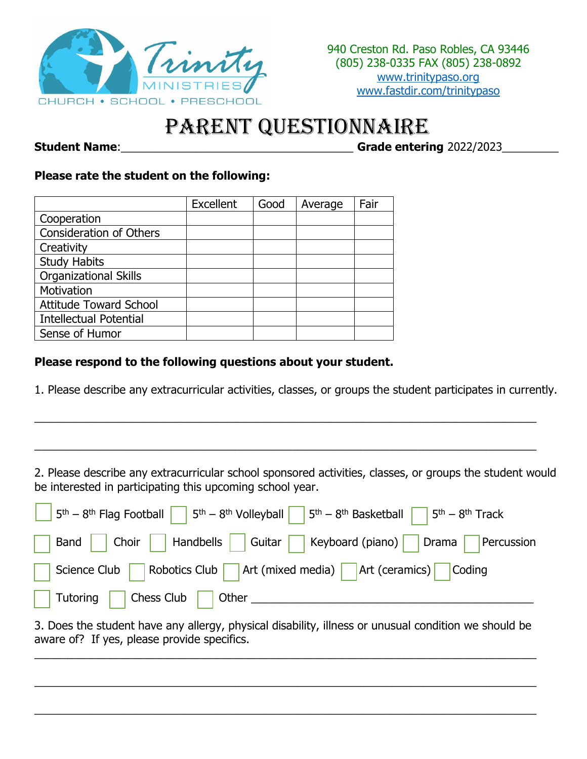Trinity MINISTRIES
CHURCH • SCHOOL • PRESCHOOL

940 Creston Rd. Paso Robles, CA 93446
(805) 238-0335 FAX (805) 238-0892
www.trinitypaso.org
www.fastdir.com/trinitypaso

# PARENT QUESTIONNAIRE

**Student Name**:_________________________________ **Grade entering** 2022/2023________

**Please rate the student on the following:**

| | Excellent | Good | Average | Fair |
|---|---|---|---|---|
| Cooperation | | | | |
| Consideration of Others | | | | |
| Creativity | | | | |
| Study Habits | | | | |
| Organizational Skills | | | | |
| Motivation | | | | |
| Attitude Toward School | | | | |
| Intellectual Potential | | | | |
| Sense of Humor | | | | |

**Please respond to the following questions about your student.**

1. Please describe any extracurricular activities, classes, or groups the student participates in currently.

_______________________________________________________________________________

_______________________________________________________________________________

2. Please describe any extracurricular school sponsored activities, classes, or groups the student would be interested in participating this upcoming school year.

☐ 5th – 8th Flag Football ☐ 5th – 8th Volleyball ☐ 5th – 8th Basketball ☐ 5th – 8th Track

☐ Band ☐ Choir ☐ Handbells ☐ Guitar ☐ Keyboard (piano) ☐ Drama ☐ Percussion

☐ Science Club ☐ Robotics Club ☐ Art (mixed media) ☐ Art (ceramics) ☐ Coding

☐ Tutoring ☐ Chess Club ☐ Other ___________________________________________

3. Does the student have any allergy, physical disability, illness or unusual condition we should be aware of? If yes, please provide specifics.

_______________________________________________________________________________

_______________________________________________________________________________

_______________________________________________________________________________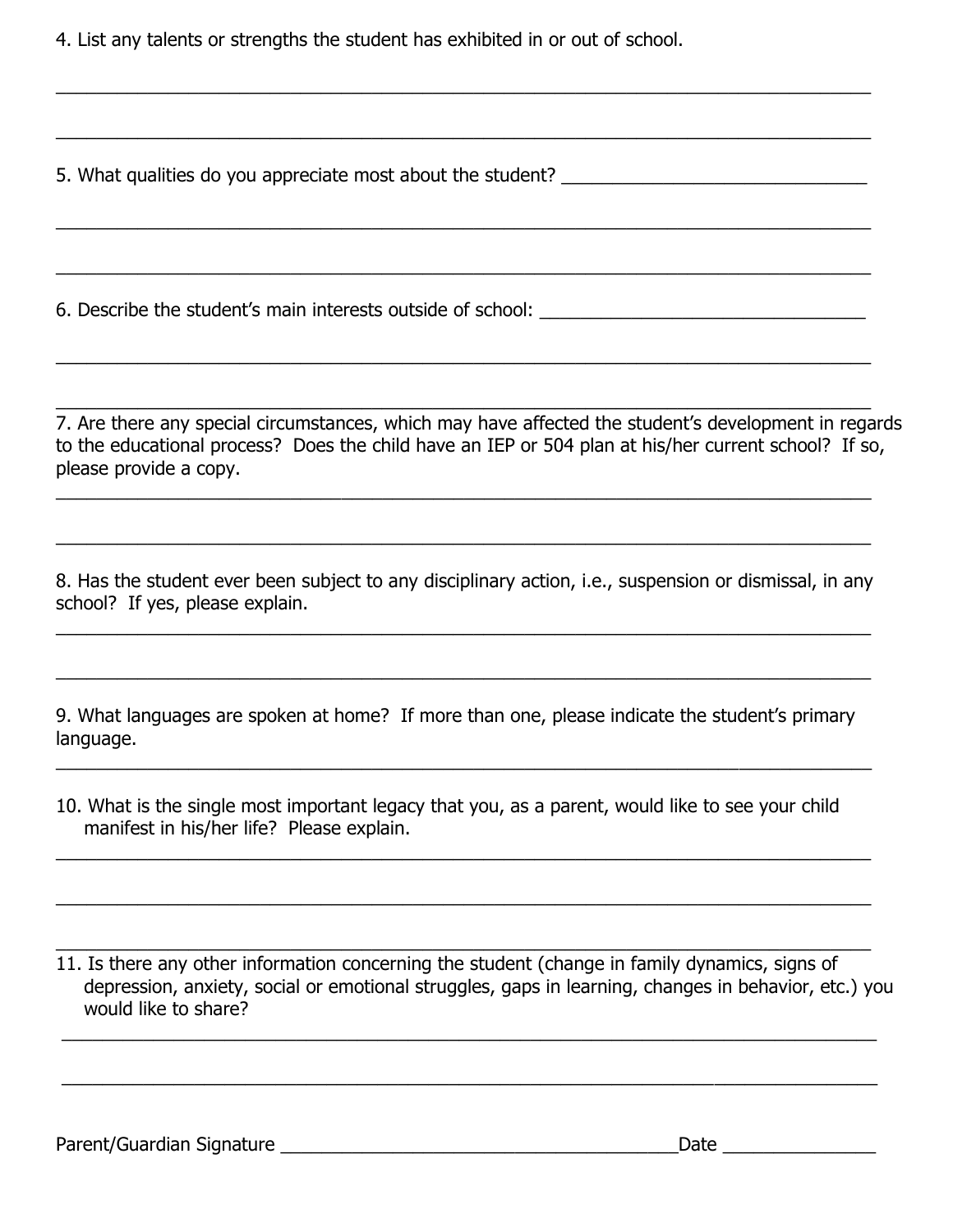4. List any talents or strengths the student has exhibited in or out of school.

______________________________________________________________________________

______________________________________________________________________________

5. What qualities do you appreciate most about the student? _______________________________

______________________________________________________________________________

______________________________________________________________________________

6. Describe the student's main interests outside of school: _________________________________

______________________________________________________________________________

______________________________________________________________________________

7. Are there any special circumstances, which may have affected the student's development in regards to the educational process? Does the child have an IEP or 504 plan at his/her current school? If so, please provide a copy.

______________________________________________________________________________

______________________________________________________________________________

8. Has the student ever been subject to any disciplinary action, i.e., suspension or dismissal, in any school? If yes, please explain.

______________________________________________________________________________

______________________________________________________________________________

9. What languages are spoken at home? If more than one, please indicate the student's primary language.

______________________________________________________________________________

10. What is the single most important legacy that you, as a parent, would like to see your child manifest in his/her life? Please explain.

______________________________________________________________________________

______________________________________________________________________________

______________________________________________________________________________

11. Is there any other information concerning the student (change in family dynamics, signs of depression, anxiety, social or emotional struggles, gaps in learning, changes in behavior, etc.) you would like to share?

______________________________________________________________________________

______________________________________________________________________________

Parent/Guardian Signature _________________________________________ Date _______________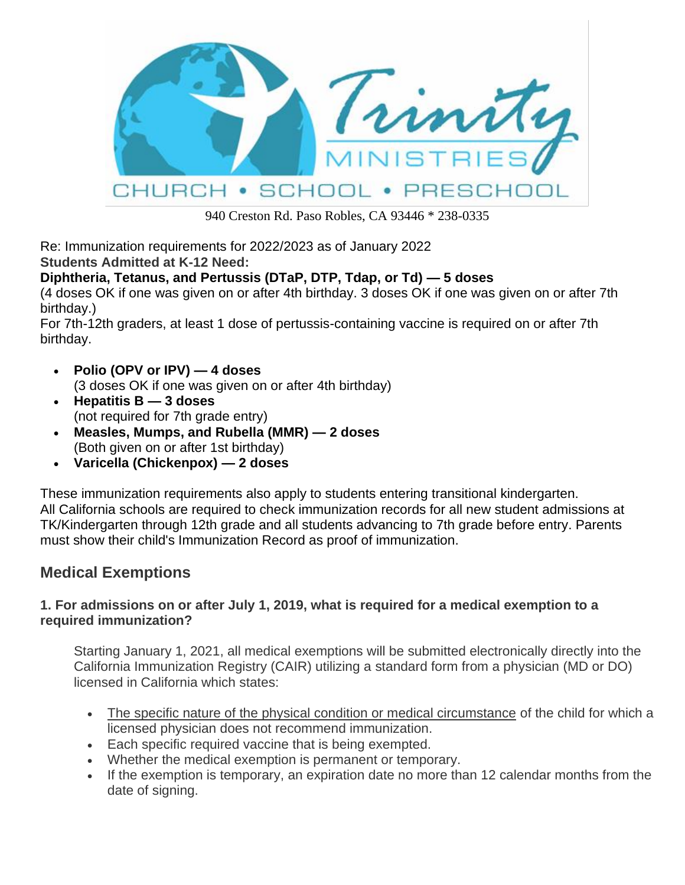Trinity MINISTRIES

CHURCH • SCHOOL • PRESCHOOL

940 Creston Rd. Paso Robles, CA 93446 * 238-0335

Re: Immunization requirements for 2022/2023 as of January 2022

**Students Admitted at K-12 Need:**

**Diphtheria, Tetanus, and Pertussis (DTaP, DTP, Tdap, or Td) — 5 doses**

(4 doses OK if one was given on or after 4th birthday. 3 doses OK if one was given on or after 7th birthday.)

For 7th-12th graders, at least 1 dose of pertussis-containing vaccine is required on or after 7th birthday.

- **Polio (OPV or IPV) — 4 doses**
  (3 doses OK if one was given on or after 4th birthday)
- **Hepatitis B — 3 doses**
  (not required for 7th grade entry)
- **Measles, Mumps, and Rubella (MMR) — 2 doses**
  (Both given on or after 1st birthday)
- **Varicella (Chickenpox) — 2 doses**

These immunization requirements also apply to students entering transitional kindergarten. All California schools are required to check immunization records for all new student admissions at TK/Kindergarten through 12th grade and all students advancing to 7th grade before entry. Parents must show their child's Immunization Record as proof of immunization.

## Medical Exemptions

**1. For admissions on or after July 1, 2019, what is required for a medical exemption to a required immunization?**

Starting January 1, 2021, all medical exemptions will be submitted electronically directly into the California Immunization Registry (CAIR) utilizing a standard form from a physician (MD or DO) licensed in California which states:

- The specific nature of the physical condition or medical circumstance of the child for which a licensed physician does not recommend immunization.
- Each specific required vaccine that is being exempted.
- Whether the medical exemption is permanent or temporary.
- If the exemption is temporary, an expiration date no more than 12 calendar months from the date of signing.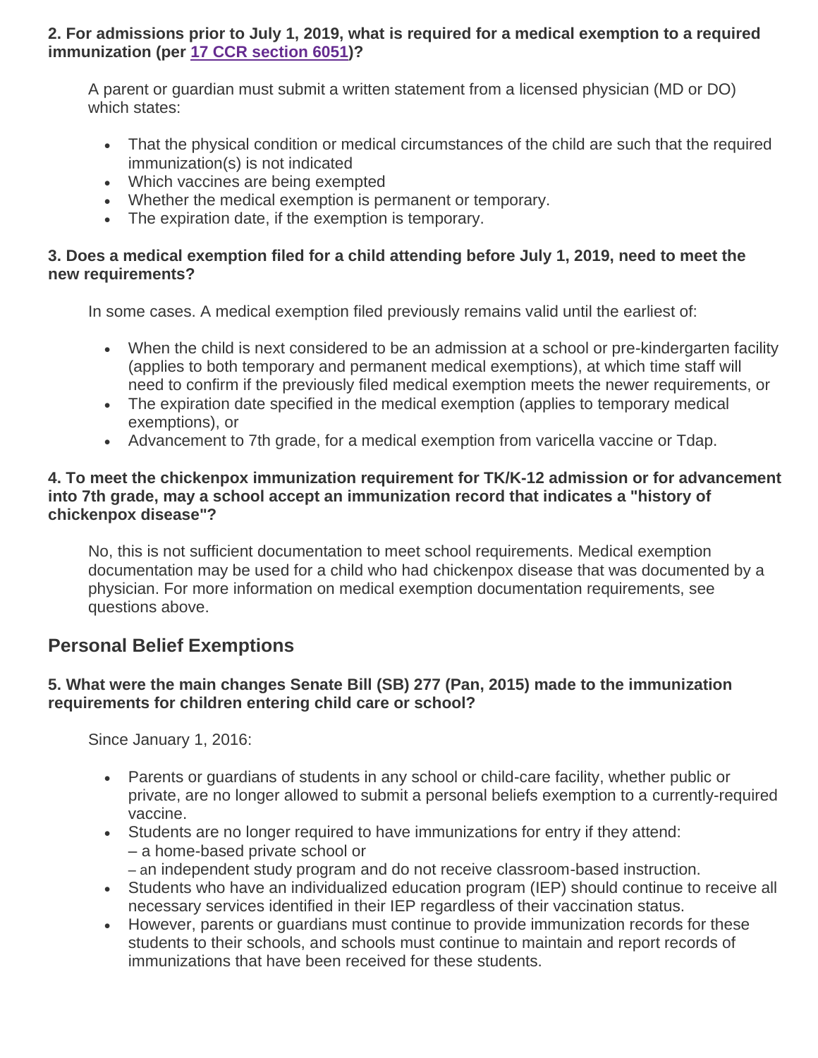**2. For admissions prior to July 1, 2019, what is required for a medical exemption to a required immunization (per [17 CCR section 6051](#))?**

A parent or guardian must submit a written statement from a licensed physician (MD or DO) which states:

- That the physical condition or medical circumstances of the child are such that the required immunization(s) is not indicated
- Which vaccines are being exempted
- Whether the medical exemption is permanent or temporary.
- The expiration date, if the exemption is temporary.

**3. Does a medical exemption filed for a child attending before July 1, 2019, need to meet the new requirements?**

In some cases. A medical exemption filed previously remains valid until the earliest of:

- When the child is next considered to be an admission at a school or pre-kindergarten facility (applies to both temporary and permanent medical exemptions), at which time staff will need to confirm if the previously filed medical exemption meets the newer requirements, or
- The expiration date specified in the medical exemption (applies to temporary medical exemptions), or
- Advancement to 7th grade, for a medical exemption from varicella vaccine or Tdap.

**4. To meet the chickenpox immunization requirement for TK/K-12 admission or for advancement into 7th grade, may a school accept an immunization record that indicates a "history of chickenpox disease"?**

No, this is not sufficient documentation to meet school requirements. Medical exemption documentation may be used for a child who had chickenpox disease that was documented by a physician. For more information on medical exemption documentation requirements, see questions above.

## Personal Belief Exemptions

**5. What were the main changes Senate Bill (SB) 277 (Pan, 2015) made to the immunization requirements for children entering child care or school?**

Since January 1, 2016:

- Parents or guardians of students in any school or child-care facility, whether public or private, are no longer allowed to submit a personal beliefs exemption to a currently-required vaccine.
- Students are no longer required to have immunizations for entry if they attend:
  – a home-based private school or
  – an independent study program and do not receive classroom-based instruction.
- Students who have an individualized education program (IEP) should continue to receive all necessary services identified in their IEP regardless of their vaccination status.
- However, parents or guardians must continue to provide immunization records for these students to their schools, and schools must continue to maintain and report records of immunizations that have been received for these students.